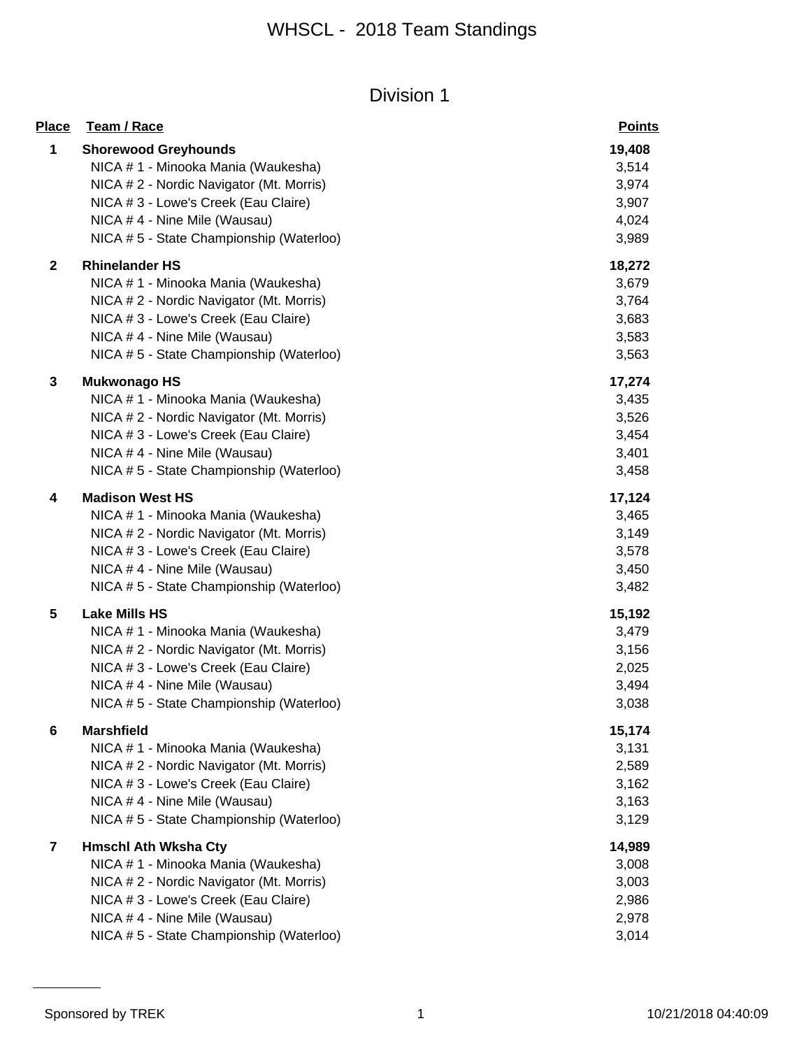# WHSCL - 2018 Team Standings

## Division 1

| Place | Team / Race | Points |
|---|---|---|
| **1** | **Shorewood Greyhounds** | **19,408** |
| | NICA # 1 - Minooka Mania (Waukesha) | 3,514 |
| | NICA # 2 - Nordic Navigator (Mt. Morris) | 3,974 |
| | NICA # 3 - Lowe's Creek (Eau Claire) | 3,907 |
| | NICA # 4 - Nine Mile (Wausau) | 4,024 |
| | NICA # 5 - State Championship (Waterloo) | 3,989 |
| **2** | **Rhinelander HS** | **18,272** |
| | NICA # 1 - Minooka Mania (Waukesha) | 3,679 |
| | NICA # 2 - Nordic Navigator (Mt. Morris) | 3,764 |
| | NICA # 3 - Lowe's Creek (Eau Claire) | 3,683 |
| | NICA # 4 - Nine Mile (Wausau) | 3,583 |
| | NICA # 5 - State Championship (Waterloo) | 3,563 |
| **3** | **Mukwonago HS** | **17,274** |
| | NICA # 1 - Minooka Mania (Waukesha) | 3,435 |
| | NICA # 2 - Nordic Navigator (Mt. Morris) | 3,526 |
| | NICA # 3 - Lowe's Creek (Eau Claire) | 3,454 |
| | NICA # 4 - Nine Mile (Wausau) | 3,401 |
| | NICA # 5 - State Championship (Waterloo) | 3,458 |
| **4** | **Madison West HS** | **17,124** |
| | NICA # 1 - Minooka Mania (Waukesha) | 3,465 |
| | NICA # 2 - Nordic Navigator (Mt. Morris) | 3,149 |
| | NICA # 3 - Lowe's Creek (Eau Claire) | 3,578 |
| | NICA # 4 - Nine Mile (Wausau) | 3,450 |
| | NICA # 5 - State Championship (Waterloo) | 3,482 |
| **5** | **Lake Mills HS** | **15,192** |
| | NICA # 1 - Minooka Mania (Waukesha) | 3,479 |
| | NICA # 2 - Nordic Navigator (Mt. Morris) | 3,156 |
| | NICA # 3 - Lowe's Creek (Eau Claire) | 2,025 |
| | NICA # 4 - Nine Mile (Wausau) | 3,494 |
| | NICA # 5 - State Championship (Waterloo) | 3,038 |
| **6** | **Marshfield** | **15,174** |
| | NICA # 1 - Minooka Mania (Waukesha) | 3,131 |
| | NICA # 2 - Nordic Navigator (Mt. Morris) | 2,589 |
| | NICA # 3 - Lowe's Creek (Eau Claire) | 3,162 |
| | NICA # 4 - Nine Mile (Wausau) | 3,163 |
| | NICA # 5 - State Championship (Waterloo) | 3,129 |
| **7** | **Hmschl Ath Wksha Cty** | **14,989** |
| | NICA # 1 - Minooka Mania (Waukesha) | 3,008 |
| | NICA # 2 - Nordic Navigator (Mt. Morris) | 3,003 |
| | NICA # 3 - Lowe's Creek (Eau Claire) | 2,986 |
| | NICA # 4 - Nine Mile (Wausau) | 2,978 |
| | NICA # 5 - State Championship (Waterloo) | 3,014 |

Sponsored by TREK

10/21/2018 04:40:09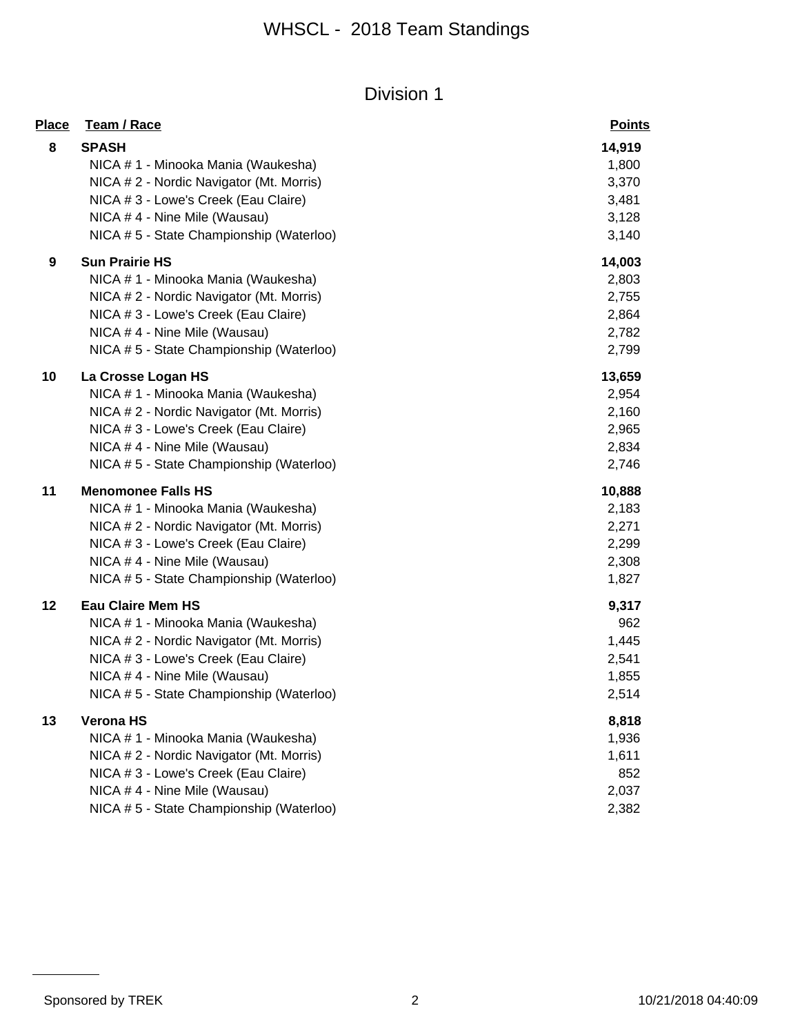# WHSCL - 2018 Team Standings

## Division 1

| Place | Team / Race | Points |
|---|---|---|
| 8 | **SPASH** | **14,919** |
| | NICA # 1 - Minooka Mania (Waukesha) | 1,800 |
| | NICA # 2 - Nordic Navigator (Mt. Morris) | 3,370 |
| | NICA # 3 - Lowe's Creek (Eau Claire) | 3,481 |
| | NICA # 4 - Nine Mile (Wausau) | 3,128 |
| | NICA # 5 - State Championship (Waterloo) | 3,140 |
| 9 | **Sun Prairie HS** | **14,003** |
| | NICA # 1 - Minooka Mania (Waukesha) | 2,803 |
| | NICA # 2 - Nordic Navigator (Mt. Morris) | 2,755 |
| | NICA # 3 - Lowe's Creek (Eau Claire) | 2,864 |
| | NICA # 4 - Nine Mile (Wausau) | 2,782 |
| | NICA # 5 - State Championship (Waterloo) | 2,799 |
| 10 | **La Crosse Logan HS** | **13,659** |
| | NICA # 1 - Minooka Mania (Waukesha) | 2,954 |
| | NICA # 2 - Nordic Navigator (Mt. Morris) | 2,160 |
| | NICA # 3 - Lowe's Creek (Eau Claire) | 2,965 |
| | NICA # 4 - Nine Mile (Wausau) | 2,834 |
| | NICA # 5 - State Championship (Waterloo) | 2,746 |
| 11 | **Menomonee Falls HS** | **10,888** |
| | NICA # 1 - Minooka Mania (Waukesha) | 2,183 |
| | NICA # 2 - Nordic Navigator (Mt. Morris) | 2,271 |
| | NICA # 3 - Lowe's Creek (Eau Claire) | 2,299 |
| | NICA # 4 - Nine Mile (Wausau) | 2,308 |
| | NICA # 5 - State Championship (Waterloo) | 1,827 |
| 12 | **Eau Claire Mem HS** | **9,317** |
| | NICA # 1 - Minooka Mania (Waukesha) | 962 |
| | NICA # 2 - Nordic Navigator (Mt. Morris) | 1,445 |
| | NICA # 3 - Lowe's Creek (Eau Claire) | 2,541 |
| | NICA # 4 - Nine Mile (Wausau) | 1,855 |
| | NICA # 5 - State Championship (Waterloo) | 2,514 |
| 13 | **Verona HS** | **8,818** |
| | NICA # 1 - Minooka Mania (Waukesha) | 1,936 |
| | NICA # 2 - Nordic Navigator (Mt. Morris) | 1,611 |
| | NICA # 3 - Lowe's Creek (Eau Claire) | 852 |
| | NICA # 4 - Nine Mile (Wausau) | 2,037 |
| | NICA # 5 - State Championship (Waterloo) | 2,382 |

Sponsored by TREK

10/21/2018 04:40:09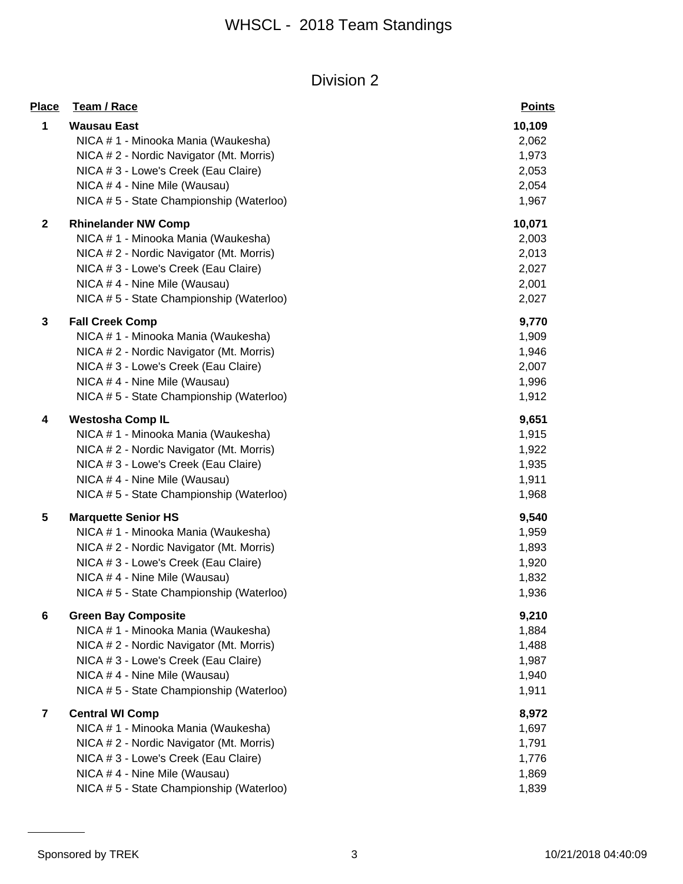# WHSCL - 2018 Team Standings

## Division 2

| Place | Team / Race | Points |
|---|---|---|
| 1 | **Wausau East** | **10,109** |
| | NICA # 1 - Minooka Mania (Waukesha) | 2,062 |
| | NICA # 2 - Nordic Navigator (Mt. Morris) | 1,973 |
| | NICA # 3 - Lowe's Creek (Eau Claire) | 2,053 |
| | NICA # 4 - Nine Mile (Wausau) | 2,054 |
| | NICA # 5 - State Championship (Waterloo) | 1,967 |
| 2 | **Rhinelander NW Comp** | **10,071** |
| | NICA # 1 - Minooka Mania (Waukesha) | 2,003 |
| | NICA # 2 - Nordic Navigator (Mt. Morris) | 2,013 |
| | NICA # 3 - Lowe's Creek (Eau Claire) | 2,027 |
| | NICA # 4 - Nine Mile (Wausau) | 2,001 |
| | NICA # 5 - State Championship (Waterloo) | 2,027 |
| 3 | **Fall Creek Comp** | **9,770** |
| | NICA # 1 - Minooka Mania (Waukesha) | 1,909 |
| | NICA # 2 - Nordic Navigator (Mt. Morris) | 1,946 |
| | NICA # 3 - Lowe's Creek (Eau Claire) | 2,007 |
| | NICA # 4 - Nine Mile (Wausau) | 1,996 |
| | NICA # 5 - State Championship (Waterloo) | 1,912 |
| 4 | **Westosha Comp IL** | **9,651** |
| | NICA # 1 - Minooka Mania (Waukesha) | 1,915 |
| | NICA # 2 - Nordic Navigator (Mt. Morris) | 1,922 |
| | NICA # 3 - Lowe's Creek (Eau Claire) | 1,935 |
| | NICA # 4 - Nine Mile (Wausau) | 1,911 |
| | NICA # 5 - State Championship (Waterloo) | 1,968 |
| 5 | **Marquette Senior HS** | **9,540** |
| | NICA # 1 - Minooka Mania (Waukesha) | 1,959 |
| | NICA # 2 - Nordic Navigator (Mt. Morris) | 1,893 |
| | NICA # 3 - Lowe's Creek (Eau Claire) | 1,920 |
| | NICA # 4 - Nine Mile (Wausau) | 1,832 |
| | NICA # 5 - State Championship (Waterloo) | 1,936 |
| 6 | **Green Bay Composite** | **9,210** |
| | NICA # 1 - Minooka Mania (Waukesha) | 1,884 |
| | NICA # 2 - Nordic Navigator (Mt. Morris) | 1,488 |
| | NICA # 3 - Lowe's Creek (Eau Claire) | 1,987 |
| | NICA # 4 - Nine Mile (Wausau) | 1,940 |
| | NICA # 5 - State Championship (Waterloo) | 1,911 |
| 7 | **Central WI Comp** | **8,972** |
| | NICA # 1 - Minooka Mania (Waukesha) | 1,697 |
| | NICA # 2 - Nordic Navigator (Mt. Morris) | 1,791 |
| | NICA # 3 - Lowe's Creek (Eau Claire) | 1,776 |
| | NICA # 4 - Nine Mile (Wausau) | 1,869 |
| | NICA # 5 - State Championship (Waterloo) | 1,839 |

Sponsored by TREK

10/21/2018 04:40:09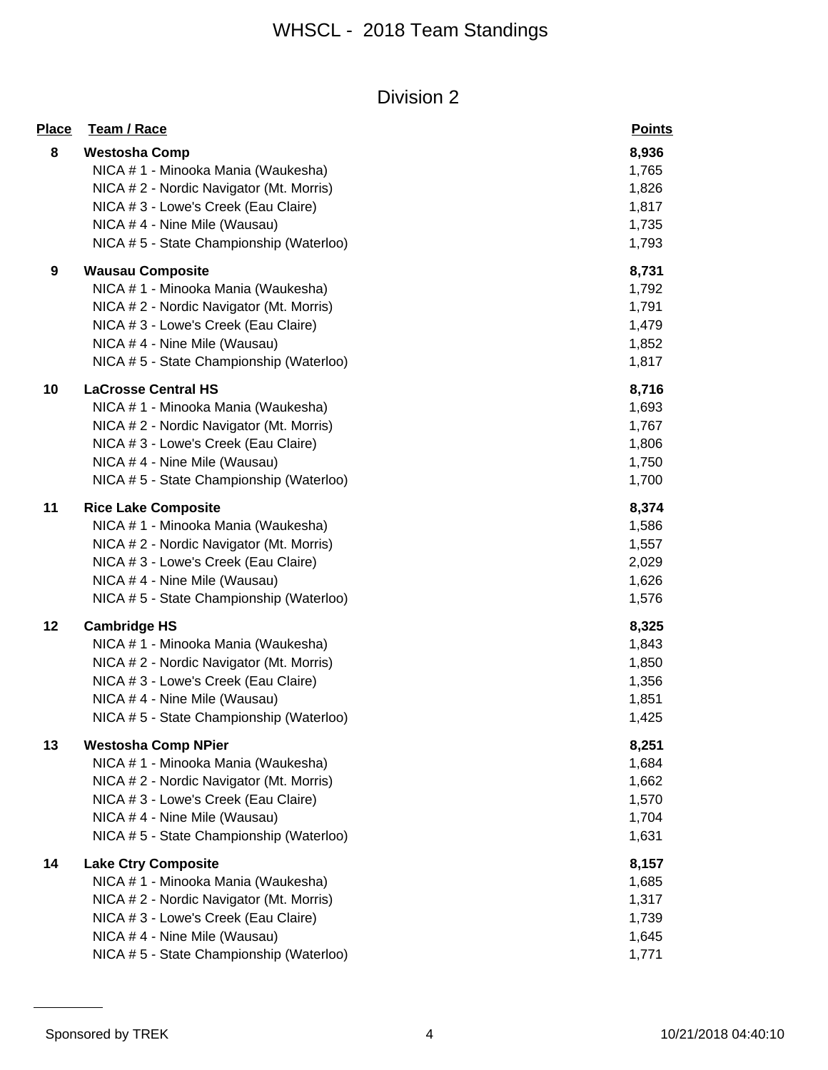# WHSCL - 2018 Team Standings

## Division 2

| Place | Team / Race | Points |
|---|---|---|
| **8** | **Westosha Comp** | **8,936** |
| | NICA # 1 - Minooka Mania (Waukesha) | 1,765 |
| | NICA # 2 - Nordic Navigator (Mt. Morris) | 1,826 |
| | NICA # 3 - Lowe's Creek (Eau Claire) | 1,817 |
| | NICA # 4 - Nine Mile (Wausau) | 1,735 |
| | NICA # 5 - State Championship (Waterloo) | 1,793 |
| **9** | **Wausau Composite** | **8,731** |
| | NICA # 1 - Minooka Mania (Waukesha) | 1,792 |
| | NICA # 2 - Nordic Navigator (Mt. Morris) | 1,791 |
| | NICA # 3 - Lowe's Creek (Eau Claire) | 1,479 |
| | NICA # 4 - Nine Mile (Wausau) | 1,852 |
| | NICA # 5 - State Championship (Waterloo) | 1,817 |
| **10** | **LaCrosse Central HS** | **8,716** |
| | NICA # 1 - Minooka Mania (Waukesha) | 1,693 |
| | NICA # 2 - Nordic Navigator (Mt. Morris) | 1,767 |
| | NICA # 3 - Lowe's Creek (Eau Claire) | 1,806 |
| | NICA # 4 - Nine Mile (Wausau) | 1,750 |
| | NICA # 5 - State Championship (Waterloo) | 1,700 |
| **11** | **Rice Lake Composite** | **8,374** |
| | NICA # 1 - Minooka Mania (Waukesha) | 1,586 |
| | NICA # 2 - Nordic Navigator (Mt. Morris) | 1,557 |
| | NICA # 3 - Lowe's Creek (Eau Claire) | 2,029 |
| | NICA # 4 - Nine Mile (Wausau) | 1,626 |
| | NICA # 5 - State Championship (Waterloo) | 1,576 |
| **12** | **Cambridge HS** | **8,325** |
| | NICA # 1 - Minooka Mania (Waukesha) | 1,843 |
| | NICA # 2 - Nordic Navigator (Mt. Morris) | 1,850 |
| | NICA # 3 - Lowe's Creek (Eau Claire) | 1,356 |
| | NICA # 4 - Nine Mile (Wausau) | 1,851 |
| | NICA # 5 - State Championship (Waterloo) | 1,425 |
| **13** | **Westosha Comp NPier** | **8,251** |
| | NICA # 1 - Minooka Mania (Waukesha) | 1,684 |
| | NICA # 2 - Nordic Navigator (Mt. Morris) | 1,662 |
| | NICA # 3 - Lowe's Creek (Eau Claire) | 1,570 |
| | NICA # 4 - Nine Mile (Wausau) | 1,704 |
| | NICA # 5 - State Championship (Waterloo) | 1,631 |
| **14** | **Lake Ctry Composite** | **8,157** |
| | NICA # 1 - Minooka Mania (Waukesha) | 1,685 |
| | NICA # 2 - Nordic Navigator (Mt. Morris) | 1,317 |
| | NICA # 3 - Lowe's Creek (Eau Claire) | 1,739 |
| | NICA # 4 - Nine Mile (Wausau) | 1,645 |
| | NICA # 5 - State Championship (Waterloo) | 1,771 |

Sponsored by TREK 10/21/2018 04:40:10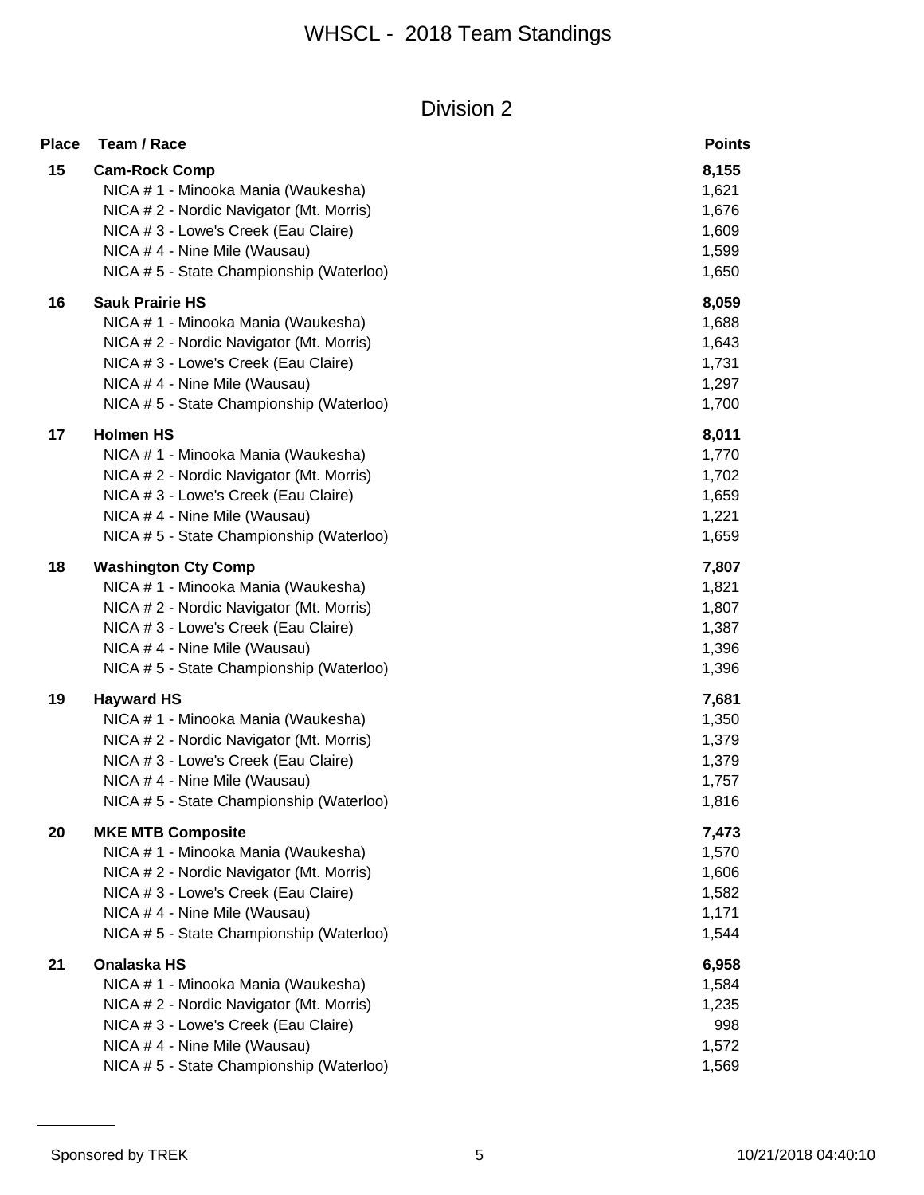# WHSCL - 2018 Team Standings

## Division 2

| Place | Team / Race | Points |
|---|---|---|
| **15** | **Cam-Rock Comp** | **8,155** |
| | NICA # 1 - Minooka Mania (Waukesha) | 1,621 |
| | NICA # 2 - Nordic Navigator (Mt. Morris) | 1,676 |
| | NICA # 3 - Lowe's Creek (Eau Claire) | 1,609 |
| | NICA # 4 - Nine Mile (Wausau) | 1,599 |
| | NICA # 5 - State Championship (Waterloo) | 1,650 |
| **16** | **Sauk Prairie HS** | **8,059** |
| | NICA # 1 - Minooka Mania (Waukesha) | 1,688 |
| | NICA # 2 - Nordic Navigator (Mt. Morris) | 1,643 |
| | NICA # 3 - Lowe's Creek (Eau Claire) | 1,731 |
| | NICA # 4 - Nine Mile (Wausau) | 1,297 |
| | NICA # 5 - State Championship (Waterloo) | 1,700 |
| **17** | **Holmen HS** | **8,011** |
| | NICA # 1 - Minooka Mania (Waukesha) | 1,770 |
| | NICA # 2 - Nordic Navigator (Mt. Morris) | 1,702 |
| | NICA # 3 - Lowe's Creek (Eau Claire) | 1,659 |
| | NICA # 4 - Nine Mile (Wausau) | 1,221 |
| | NICA # 5 - State Championship (Waterloo) | 1,659 |
| **18** | **Washington Cty Comp** | **7,807** |
| | NICA # 1 - Minooka Mania (Waukesha) | 1,821 |
| | NICA # 2 - Nordic Navigator (Mt. Morris) | 1,807 |
| | NICA # 3 - Lowe's Creek (Eau Claire) | 1,387 |
| | NICA # 4 - Nine Mile (Wausau) | 1,396 |
| | NICA # 5 - State Championship (Waterloo) | 1,396 |
| **19** | **Hayward HS** | **7,681** |
| | NICA # 1 - Minooka Mania (Waukesha) | 1,350 |
| | NICA # 2 - Nordic Navigator (Mt. Morris) | 1,379 |
| | NICA # 3 - Lowe's Creek (Eau Claire) | 1,379 |
| | NICA # 4 - Nine Mile (Wausau) | 1,757 |
| | NICA # 5 - State Championship (Waterloo) | 1,816 |
| **20** | **MKE MTB Composite** | **7,473** |
| | NICA # 1 - Minooka Mania (Waukesha) | 1,570 |
| | NICA # 2 - Nordic Navigator (Mt. Morris) | 1,606 |
| | NICA # 3 - Lowe's Creek (Eau Claire) | 1,582 |
| | NICA # 4 - Nine Mile (Wausau) | 1,171 |
| | NICA # 5 - State Championship (Waterloo) | 1,544 |
| **21** | **Onalaska HS** | **6,958** |
| | NICA # 1 - Minooka Mania (Waukesha) | 1,584 |
| | NICA # 2 - Nordic Navigator (Mt. Morris) | 1,235 |
| | NICA # 3 - Lowe's Creek (Eau Claire) | 998 |
| | NICA # 4 - Nine Mile (Wausau) | 1,572 |
| | NICA # 5 - State Championship (Waterloo) | 1,569 |

Sponsored by TREK    10/21/2018 04:40:10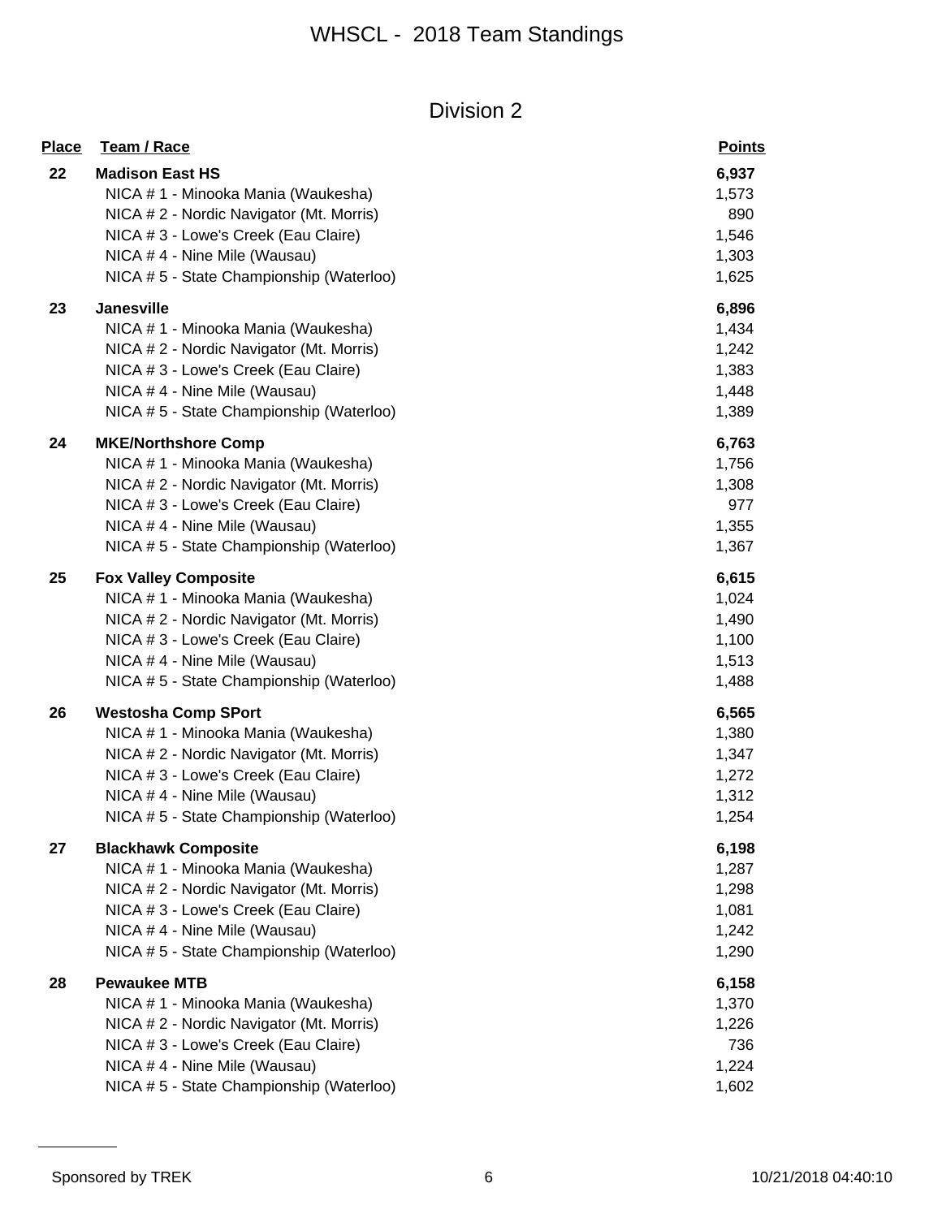# WHSCL - 2018 Team Standings

## Division 2

| Place | Team / Race | Points |
|---|---|---|
| 22 | **Madison East HS** | **6,937** |
| | NICA # 1 - Minooka Mania (Waukesha) | 1,573 |
| | NICA # 2 - Nordic Navigator (Mt. Morris) | 890 |
| | NICA # 3 - Lowe's Creek (Eau Claire) | 1,546 |
| | NICA # 4 - Nine Mile (Wausau) | 1,303 |
| | NICA # 5 - State Championship (Waterloo) | 1,625 |
| 23 | **Janesville** | **6,896** |
| | NICA # 1 - Minooka Mania (Waukesha) | 1,434 |
| | NICA # 2 - Nordic Navigator (Mt. Morris) | 1,242 |
| | NICA # 3 - Lowe's Creek (Eau Claire) | 1,383 |
| | NICA # 4 - Nine Mile (Wausau) | 1,448 |
| | NICA # 5 - State Championship (Waterloo) | 1,389 |
| 24 | **MKE/Northshore Comp** | **6,763** |
| | NICA # 1 - Minooka Mania (Waukesha) | 1,756 |
| | NICA # 2 - Nordic Navigator (Mt. Morris) | 1,308 |
| | NICA # 3 - Lowe's Creek (Eau Claire) | 977 |
| | NICA # 4 - Nine Mile (Wausau) | 1,355 |
| | NICA # 5 - State Championship (Waterloo) | 1,367 |
| 25 | **Fox Valley Composite** | **6,615** |
| | NICA # 1 - Minooka Mania (Waukesha) | 1,024 |
| | NICA # 2 - Nordic Navigator (Mt. Morris) | 1,490 |
| | NICA # 3 - Lowe's Creek (Eau Claire) | 1,100 |
| | NICA # 4 - Nine Mile (Wausau) | 1,513 |
| | NICA # 5 - State Championship (Waterloo) | 1,488 |
| 26 | **Westosha Comp SPort** | **6,565** |
| | NICA # 1 - Minooka Mania (Waukesha) | 1,380 |
| | NICA # 2 - Nordic Navigator (Mt. Morris) | 1,347 |
| | NICA # 3 - Lowe's Creek (Eau Claire) | 1,272 |
| | NICA # 4 - Nine Mile (Wausau) | 1,312 |
| | NICA # 5 - State Championship (Waterloo) | 1,254 |
| 27 | **Blackhawk Composite** | **6,198** |
| | NICA # 1 - Minooka Mania (Waukesha) | 1,287 |
| | NICA # 2 - Nordic Navigator (Mt. Morris) | 1,298 |
| | NICA # 3 - Lowe's Creek (Eau Claire) | 1,081 |
| | NICA # 4 - Nine Mile (Wausau) | 1,242 |
| | NICA # 5 - State Championship (Waterloo) | 1,290 |
| 28 | **Pewaukee MTB** | **6,158** |
| | NICA # 1 - Minooka Mania (Waukesha) | 1,370 |
| | NICA # 2 - Nordic Navigator (Mt. Morris) | 1,226 |
| | NICA # 3 - Lowe's Creek (Eau Claire) | 736 |
| | NICA # 4 - Nine Mile (Wausau) | 1,224 |
| | NICA # 5 - State Championship (Waterloo) | 1,602 |

Sponsored by TREK — 10/21/2018 04:40:10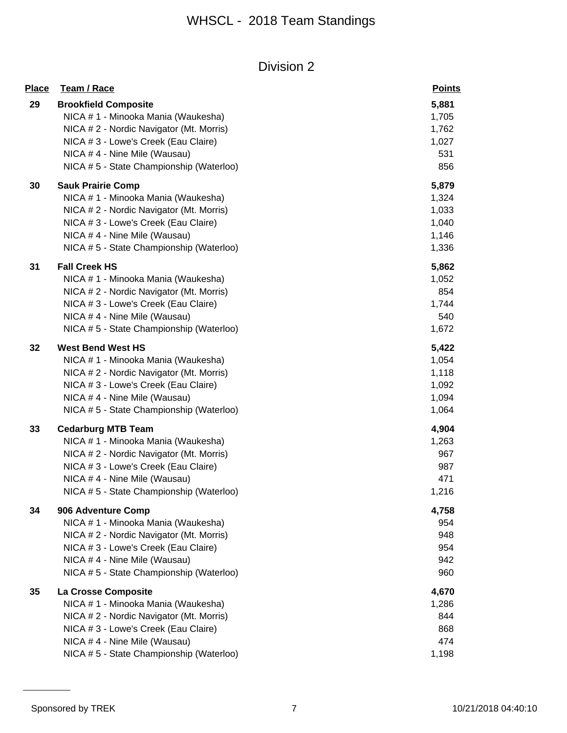# WHSCL - 2018 Team Standings

## Division 2

| Place | Team / Race | Points |
|---|---|---|
| 29 | **Brookfield Composite** | **5,881** |
| | NICA # 1 - Minooka Mania (Waukesha) | 1,705 |
| | NICA # 2 - Nordic Navigator (Mt. Morris) | 1,762 |
| | NICA # 3 - Lowe's Creek (Eau Claire) | 1,027 |
| | NICA # 4 - Nine Mile (Wausau) | 531 |
| | NICA # 5 - State Championship (Waterloo) | 856 |
| 30 | **Sauk Prairie Comp** | **5,879** |
| | NICA # 1 - Minooka Mania (Waukesha) | 1,324 |
| | NICA # 2 - Nordic Navigator (Mt. Morris) | 1,033 |
| | NICA # 3 - Lowe's Creek (Eau Claire) | 1,040 |
| | NICA # 4 - Nine Mile (Wausau) | 1,146 |
| | NICA # 5 - State Championship (Waterloo) | 1,336 |
| 31 | **Fall Creek HS** | **5,862** |
| | NICA # 1 - Minooka Mania (Waukesha) | 1,052 |
| | NICA # 2 - Nordic Navigator (Mt. Morris) | 854 |
| | NICA # 3 - Lowe's Creek (Eau Claire) | 1,744 |
| | NICA # 4 - Nine Mile (Wausau) | 540 |
| | NICA # 5 - State Championship (Waterloo) | 1,672 |
| 32 | **West Bend West HS** | **5,422** |
| | NICA # 1 - Minooka Mania (Waukesha) | 1,054 |
| | NICA # 2 - Nordic Navigator (Mt. Morris) | 1,118 |
| | NICA # 3 - Lowe's Creek (Eau Claire) | 1,092 |
| | NICA # 4 - Nine Mile (Wausau) | 1,094 |
| | NICA # 5 - State Championship (Waterloo) | 1,064 |
| 33 | **Cedarburg MTB Team** | **4,904** |
| | NICA # 1 - Minooka Mania (Waukesha) | 1,263 |
| | NICA # 2 - Nordic Navigator (Mt. Morris) | 967 |
| | NICA # 3 - Lowe's Creek (Eau Claire) | 987 |
| | NICA # 4 - Nine Mile (Wausau) | 471 |
| | NICA # 5 - State Championship (Waterloo) | 1,216 |
| 34 | **906 Adventure Comp** | **4,758** |
| | NICA # 1 - Minooka Mania (Waukesha) | 954 |
| | NICA # 2 - Nordic Navigator (Mt. Morris) | 948 |
| | NICA # 3 - Lowe's Creek (Eau Claire) | 954 |
| | NICA # 4 - Nine Mile (Wausau) | 942 |
| | NICA # 5 - State Championship (Waterloo) | 960 |
| 35 | **La Crosse Composite** | **4,670** |
| | NICA # 1 - Minooka Mania (Waukesha) | 1,286 |
| | NICA # 2 - Nordic Navigator (Mt. Morris) | 844 |
| | NICA # 3 - Lowe's Creek (Eau Claire) | 868 |
| | NICA # 4 - Nine Mile (Wausau) | 474 |
| | NICA # 5 - State Championship (Waterloo) | 1,198 |

Sponsored by TREK — 10/21/2018 04:40:10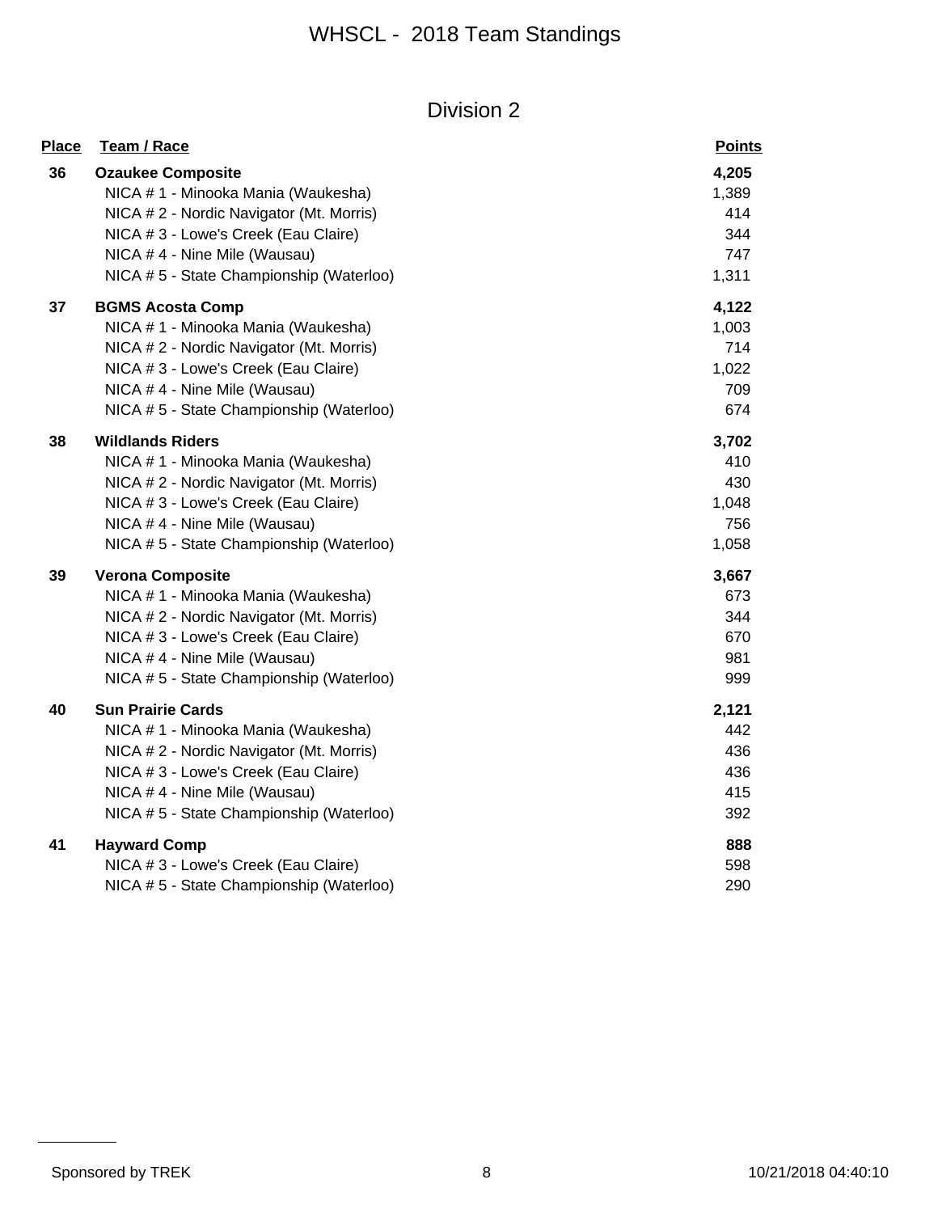# WHSCL - 2018 Team Standings

## Division 2

| Place | Team / Race | Points |
|---|---|---|
| 36 | **Ozaukee Composite** | **4,205** |
| | NICA # 1 - Minooka Mania (Waukesha) | 1,389 |
| | NICA # 2 - Nordic Navigator (Mt. Morris) | 414 |
| | NICA # 3 - Lowe's Creek (Eau Claire) | 344 |
| | NICA # 4 - Nine Mile (Wausau) | 747 |
| | NICA # 5 - State Championship (Waterloo) | 1,311 |
| 37 | **BGMS Acosta Comp** | **4,122** |
| | NICA # 1 - Minooka Mania (Waukesha) | 1,003 |
| | NICA # 2 - Nordic Navigator (Mt. Morris) | 714 |
| | NICA # 3 - Lowe's Creek (Eau Claire) | 1,022 |
| | NICA # 4 - Nine Mile (Wausau) | 709 |
| | NICA # 5 - State Championship (Waterloo) | 674 |
| 38 | **Wildlands Riders** | **3,702** |
| | NICA # 1 - Minooka Mania (Waukesha) | 410 |
| | NICA # 2 - Nordic Navigator (Mt. Morris) | 430 |
| | NICA # 3 - Lowe's Creek (Eau Claire) | 1,048 |
| | NICA # 4 - Nine Mile (Wausau) | 756 |
| | NICA # 5 - State Championship (Waterloo) | 1,058 |
| 39 | **Verona Composite** | **3,667** |
| | NICA # 1 - Minooka Mania (Waukesha) | 673 |
| | NICA # 2 - Nordic Navigator (Mt. Morris) | 344 |
| | NICA # 3 - Lowe's Creek (Eau Claire) | 670 |
| | NICA # 4 - Nine Mile (Wausau) | 981 |
| | NICA # 5 - State Championship (Waterloo) | 999 |
| 40 | **Sun Prairie Cards** | **2,121** |
| | NICA # 1 - Minooka Mania (Waukesha) | 442 |
| | NICA # 2 - Nordic Navigator (Mt. Morris) | 436 |
| | NICA # 3 - Lowe's Creek (Eau Claire) | 436 |
| | NICA # 4 - Nine Mile (Wausau) | 415 |
| | NICA # 5 - State Championship (Waterloo) | 392 |
| 41 | **Hayward Comp** | **888** |
| | NICA # 3 - Lowe's Creek (Eau Claire) | 598 |
| | NICA # 5 - State Championship (Waterloo) | 290 |

Sponsored by TREK

10/21/2018 04:40:10